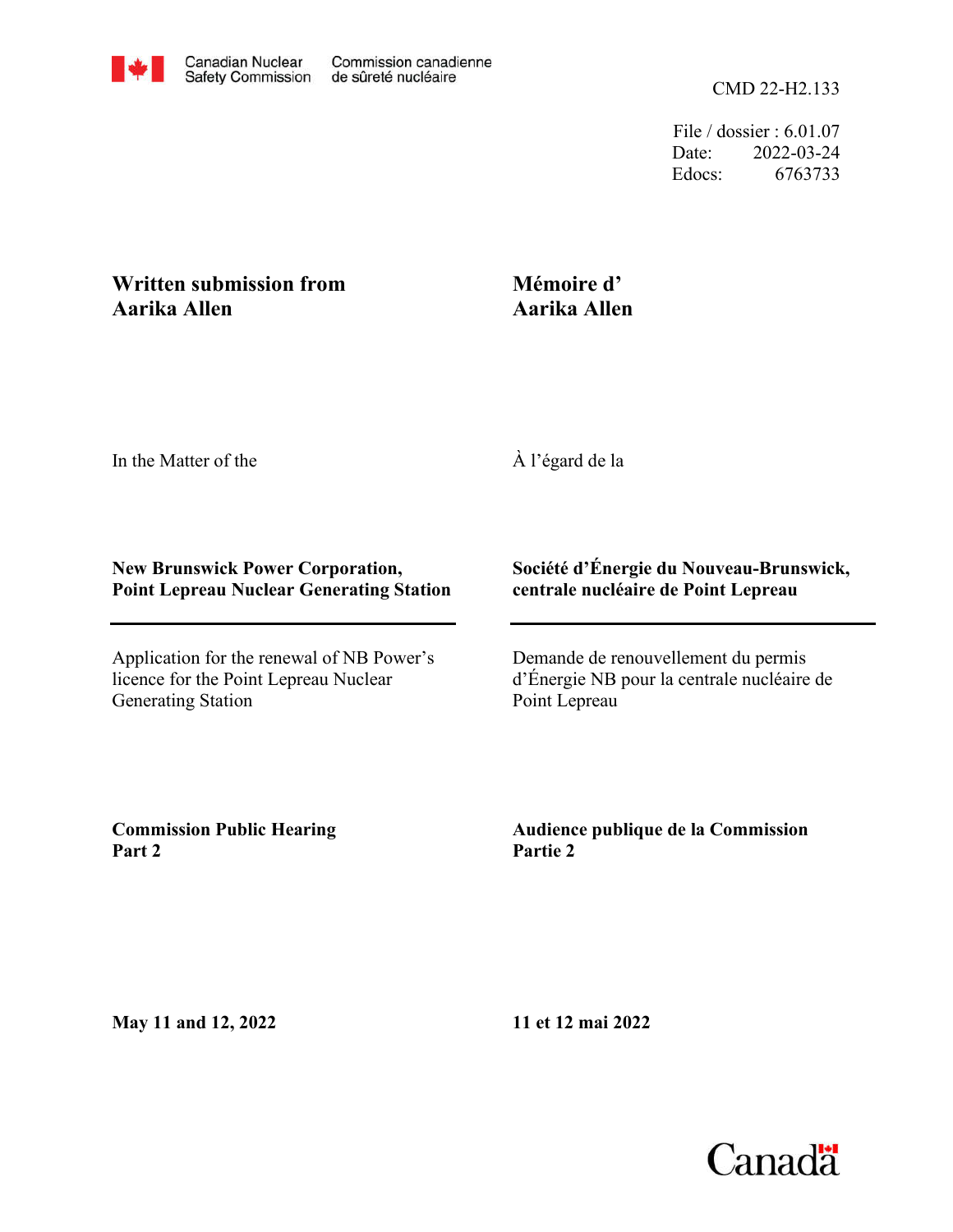Canadian Nuclear Safety Commission / Commission canadienne de sûreté nucléaire

CMD 22-H2.133

File / dossier : 6.01.07
Date: 2022-03-24
Edocs: 6763733

**Written submission from Aarika Allen**

**Mémoire d' Aarika Allen**

In the Matter of the

À l'égard de la

**New Brunswick Power Corporation, Point Lepreau Nuclear Generating Station**

**Société d'Énergie du Nouveau-Brunswick, centrale nucléaire de Point Lepreau**

Application for the renewal of NB Power's licence for the Point Lepreau Nuclear Generating Station

Demande de renouvellement du permis d'Énergie NB pour la centrale nucléaire de Point Lepreau

**Commission Public Hearing Part 2**

**Audience publique de la Commission Partie 2**

**May 11 and 12, 2022**

**11 et 12 mai 2022**

Canada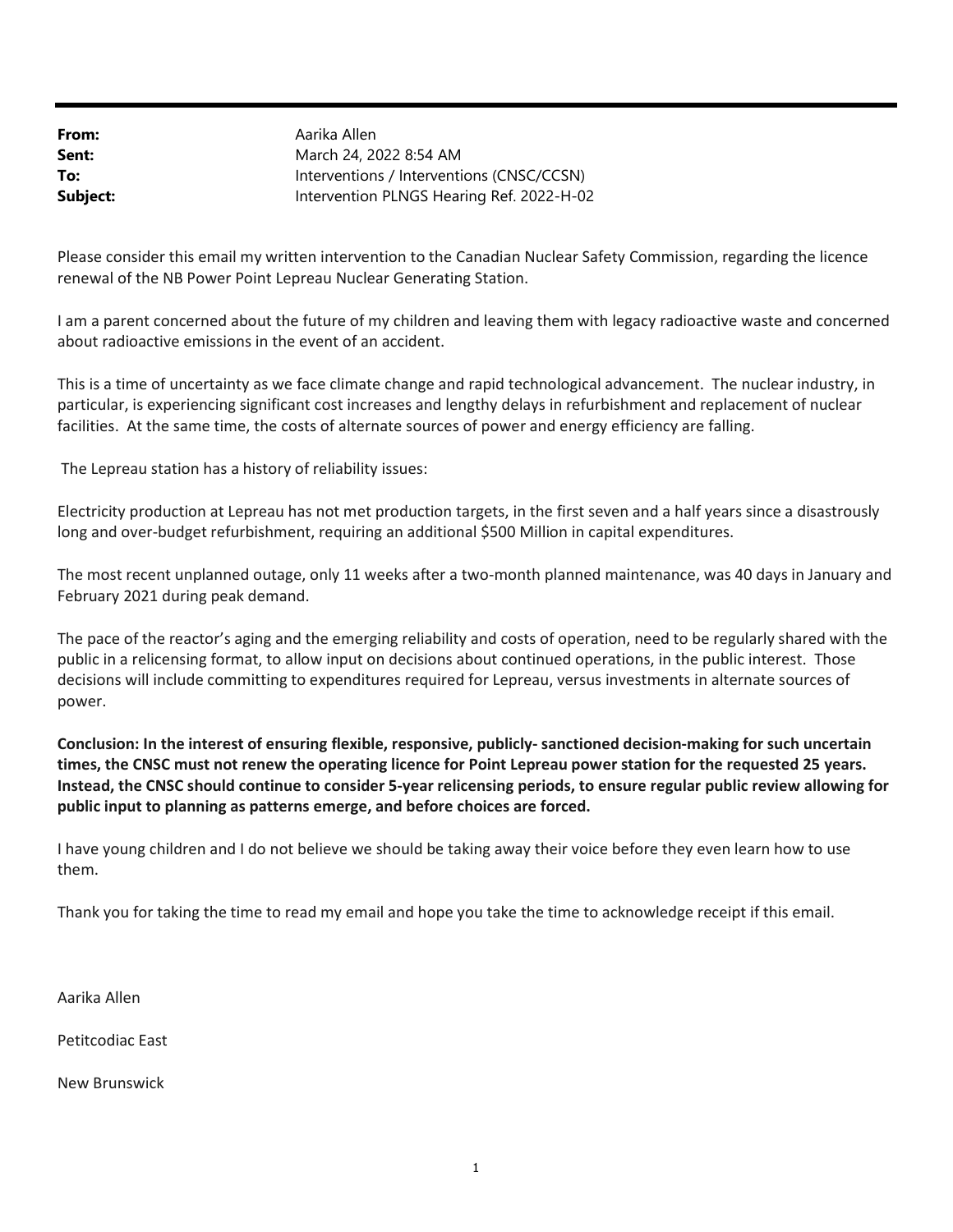**From:** Aarika Allen
**Sent:** March 24, 2022 8:54 AM
**To:** Interventions / Interventions (CNSC/CCSN)
**Subject:** Intervention PLNGS Hearing Ref. 2022-H-02

Please consider this email my written intervention to the Canadian Nuclear Safety Commission, regarding the licence renewal of the NB Power Point Lepreau Nuclear Generating Station.

I am a parent concerned about the future of my children and leaving them with legacy radioactive waste and concerned about radioactive emissions in the event of an accident.

This is a time of uncertainty as we face climate change and rapid technological advancement. The nuclear industry, in particular, is experiencing significant cost increases and lengthy delays in refurbishment and replacement of nuclear facilities. At the same time, the costs of alternate sources of power and energy efficiency are falling.

The Lepreau station has a history of reliability issues:

Electricity production at Lepreau has not met production targets, in the first seven and a half years since a disastrously long and over-budget refurbishment, requiring an additional $500 Million in capital expenditures.

The most recent unplanned outage, only 11 weeks after a two-month planned maintenance, was 40 days in January and February 2021 during peak demand.

The pace of the reactor's aging and the emerging reliability and costs of operation, need to be regularly shared with the public in a relicensing format, to allow input on decisions about continued operations, in the public interest. Those decisions will include committing to expenditures required for Lepreau, versus investments in alternate sources of power.

**Conclusion: In the interest of ensuring flexible, responsive, publicly- sanctioned decision-making for such uncertain times, the CNSC must not renew the operating licence for Point Lepreau power station for the requested 25 years. Instead, the CNSC should continue to consider 5-year relicensing periods, to ensure regular public review allowing for public input to planning as patterns emerge, and before choices are forced.**

I have young children and I do not believe we should be taking away their voice before they even learn how to use them.

Thank you for taking the time to read my email and hope you take the time to acknowledge receipt if this email.

Aarika Allen

Petitcodiac East

New Brunswick